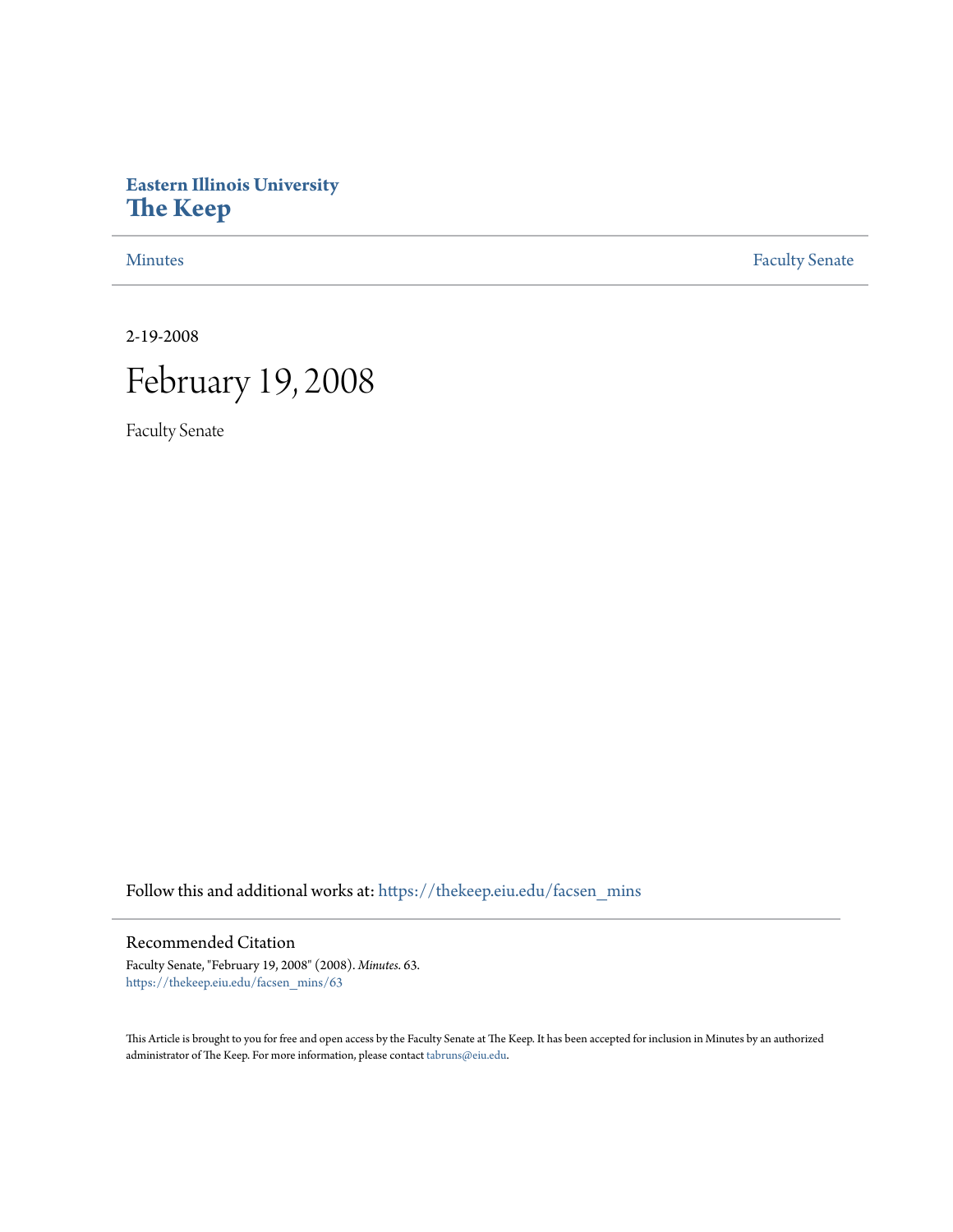Eastern Illinois University
# The Keep

Minutes | Faculty Senate
---|---

2-19-2008

# February 19, 2008

Faculty Senate

Follow this and additional works at: https://thekeep.eiu.edu/facsen_mins

## Recommended Citation

Faculty Senate, "February 19, 2008" (2008). *Minutes*. 63.
https://thekeep.eiu.edu/facsen_mins/63

This Article is brought to you for free and open access by the Faculty Senate at The Keep. It has been accepted for inclusion in Minutes by an authorized administrator of The Keep. For more information, please contact tabruns@eiu.edu.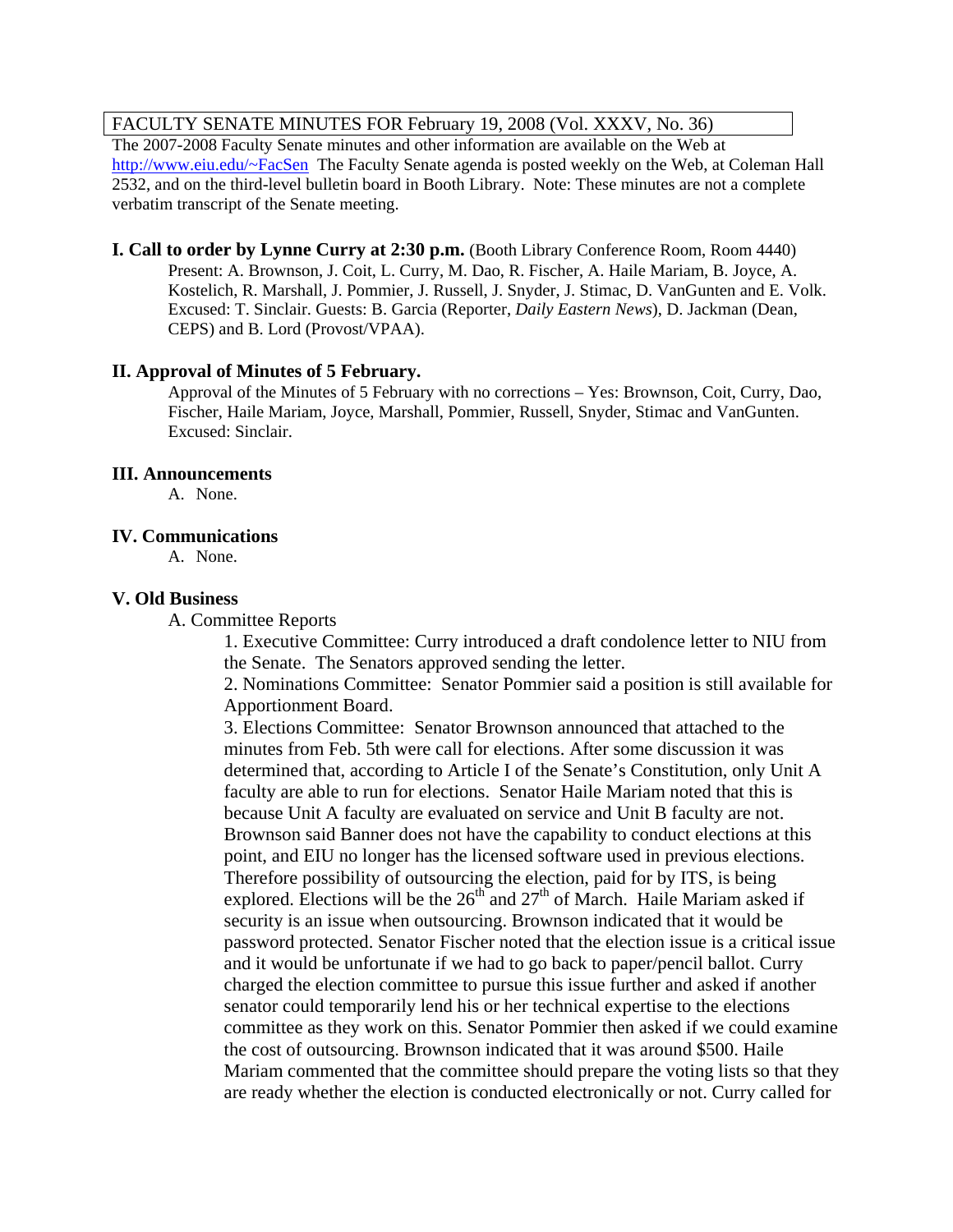FACULTY SENATE MINUTES FOR February 19, 2008 (Vol. XXXV, No. 36)

The 2007-2008 Faculty Senate minutes and other information are available on the Web at http://www.eiu.edu/~FacSen The Faculty Senate agenda is posted weekly on the Web, at Coleman Hall 2532, and on the third-level bulletin board in Booth Library. Note: These minutes are not a complete verbatim transcript of the Senate meeting.

**I. Call to order by Lynne Curry at 2:30 p.m.** (Booth Library Conference Room, Room 4440)

Present: A. Brownson, J. Coit, L. Curry, M. Dao, R. Fischer, A. Haile Mariam, B. Joyce, A. Kostelich, R. Marshall, J. Pommier, J. Russell, J. Snyder, J. Stimac, D. VanGunten and E. Volk. Excused: T. Sinclair. Guests: B. Garcia (Reporter, *Daily Eastern News*), D. Jackman (Dean, CEPS) and B. Lord (Provost/VPAA).

**II. Approval of Minutes of 5 February.**

Approval of the Minutes of 5 February with no corrections – Yes: Brownson, Coit, Curry, Dao, Fischer, Haile Mariam, Joyce, Marshall, Pommier, Russell, Snyder, Stimac and VanGunten. Excused: Sinclair.

**III. Announcements**

A. None.

**IV. Communications**

A. None.

**V. Old Business**

A. Committee Reports

1. Executive Committee: Curry introduced a draft condolence letter to NIU from the Senate. The Senators approved sending the letter.

2. Nominations Committee: Senator Pommier said a position is still available for Apportionment Board.

3. Elections Committee: Senator Brownson announced that attached to the minutes from Feb. 5th were call for elections. After some discussion it was determined that, according to Article I of the Senate's Constitution, only Unit A faculty are able to run for elections. Senator Haile Mariam noted that this is because Unit A faculty are evaluated on service and Unit B faculty are not. Brownson said Banner does not have the capability to conduct elections at this point, and EIU no longer has the licensed software used in previous elections. Therefore possibility of outsourcing the election, paid for by ITS, is being explored. Elections will be the 26th and 27th of March. Haile Mariam asked if security is an issue when outsourcing. Brownson indicated that it would be password protected. Senator Fischer noted that the election issue is a critical issue and it would be unfortunate if we had to go back to paper/pencil ballot. Curry charged the election committee to pursue this issue further and asked if another senator could temporarily lend his or her technical expertise to the elections committee as they work on this. Senator Pommier then asked if we could examine the cost of outsourcing. Brownson indicated that it was around $500. Haile Mariam commented that the committee should prepare the voting lists so that they are ready whether the election is conducted electronically or not. Curry called for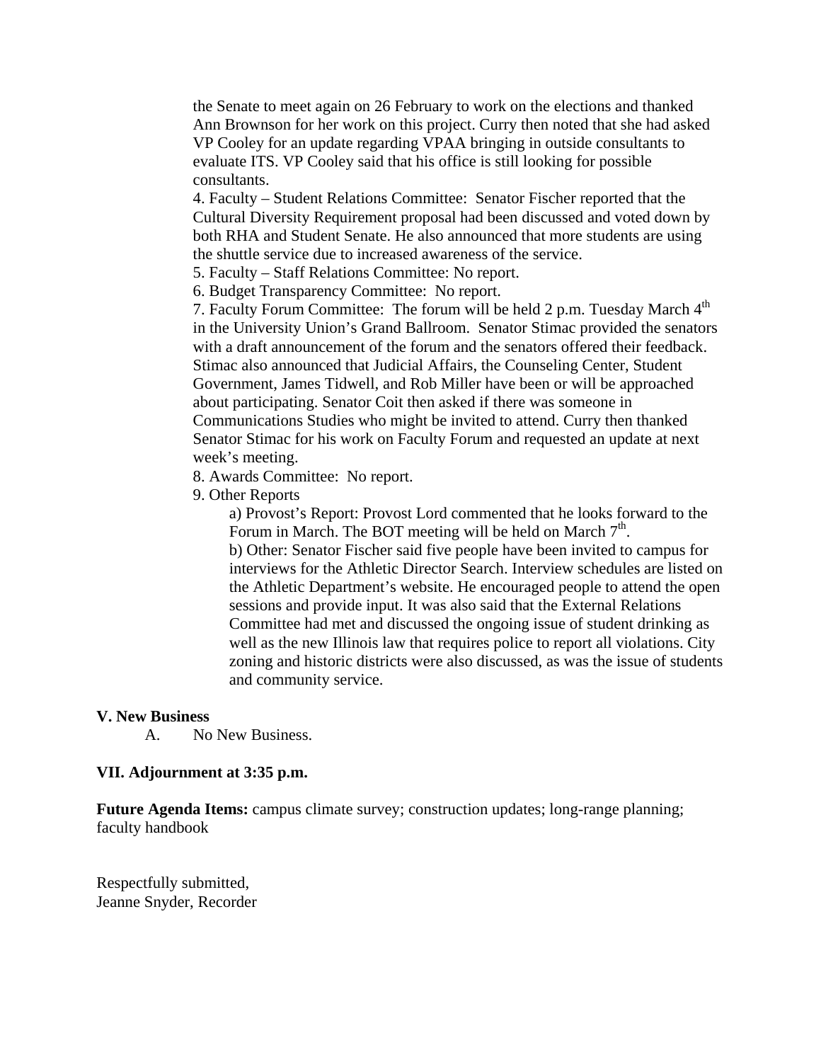the Senate to meet again on 26 February to work on the elections and thanked Ann Brownson for her work on this project. Curry then noted that she had asked VP Cooley for an update regarding VPAA bringing in outside consultants to evaluate ITS. VP Cooley said that his office is still looking for possible consultants.

4. Faculty – Student Relations Committee: Senator Fischer reported that the Cultural Diversity Requirement proposal had been discussed and voted down by both RHA and Student Senate. He also announced that more students are using the shuttle service due to increased awareness of the service.

5. Faculty – Staff Relations Committee: No report.

6. Budget Transparency Committee: No report.

7. Faculty Forum Committee: The forum will be held 2 p.m. Tuesday March 4th in the University Union's Grand Ballroom. Senator Stimac provided the senators with a draft announcement of the forum and the senators offered their feedback. Stimac also announced that Judicial Affairs, the Counseling Center, Student Government, James Tidwell, and Rob Miller have been or will be approached about participating. Senator Coit then asked if there was someone in Communications Studies who might be invited to attend. Curry then thanked Senator Stimac for his work on Faculty Forum and requested an update at next week's meeting.

8. Awards Committee: No report.

9. Other Reports

   a) Provost's Report: Provost Lord commented that he looks forward to the Forum in March. The BOT meeting will be held on March 7th.

   b) Other: Senator Fischer said five people have been invited to campus for interviews for the Athletic Director Search. Interview schedules are listed on the Athletic Department's website. He encouraged people to attend the open sessions and provide input. It was also said that the External Relations Committee had met and discussed the ongoing issue of student drinking as well as the new Illinois law that requires police to report all violations. City zoning and historic districts were also discussed, as was the issue of students and community service.

**V. New Business**

A. No New Business.

**VII. Adjournment at 3:35 p.m.**

**Future Agenda Items:** campus climate survey; construction updates; long-range planning; faculty handbook

Respectfully submitted,
Jeanne Snyder, Recorder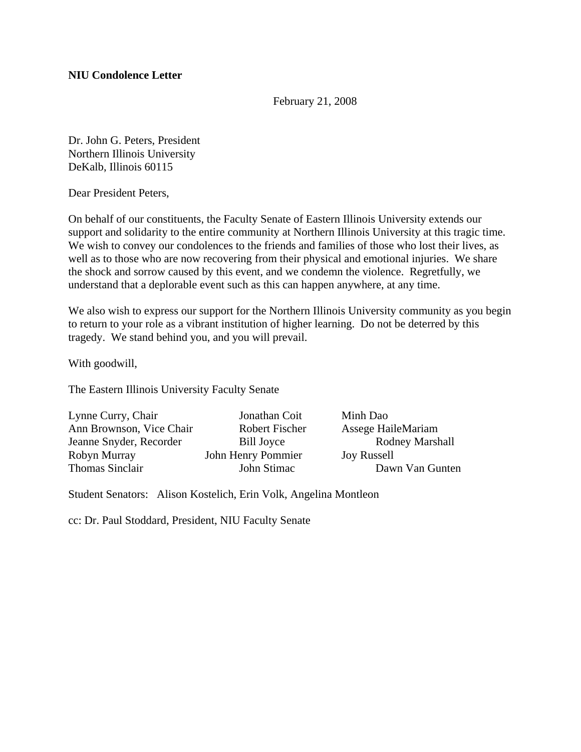**NIU Condolence Letter**

February 21, 2008

Dr. John G. Peters, President
Northern Illinois University
DeKalb, Illinois 60115

Dear President Peters,

On behalf of our constituents, the Faculty Senate of Eastern Illinois University extends our support and solidarity to the entire community at Northern Illinois University at this tragic time. We wish to convey our condolences to the friends and families of those who lost their lives, as well as to those who are now recovering from their physical and emotional injuries. We share the shock and sorrow caused by this event, and we condemn the violence. Regretfully, we understand that a deplorable event such as this can happen anywhere, at any time.

We also wish to express our support for the Northern Illinois University community as you begin to return to your role as a vibrant institution of higher learning. Do not be deterred by this tragedy. We stand behind you, and you will prevail.

With goodwill,

The Eastern Illinois University Faculty Senate

| | | |
|---|---|---|
| Lynne Curry, Chair | Jonathan Coit | Minh Dao |
| Ann Brownson, Vice Chair | Robert Fischer | Assege HaileMariam |
| Jeanne Snyder, Recorder | Bill Joyce | Rodney Marshall |
| Robyn Murray | John Henry Pommier | Joy Russell |
| Thomas Sinclair | John Stimac | Dawn Van Gunten |

Student Senators: Alison Kostelich, Erin Volk, Angelina Montleon

cc: Dr. Paul Stoddard, President, NIU Faculty Senate